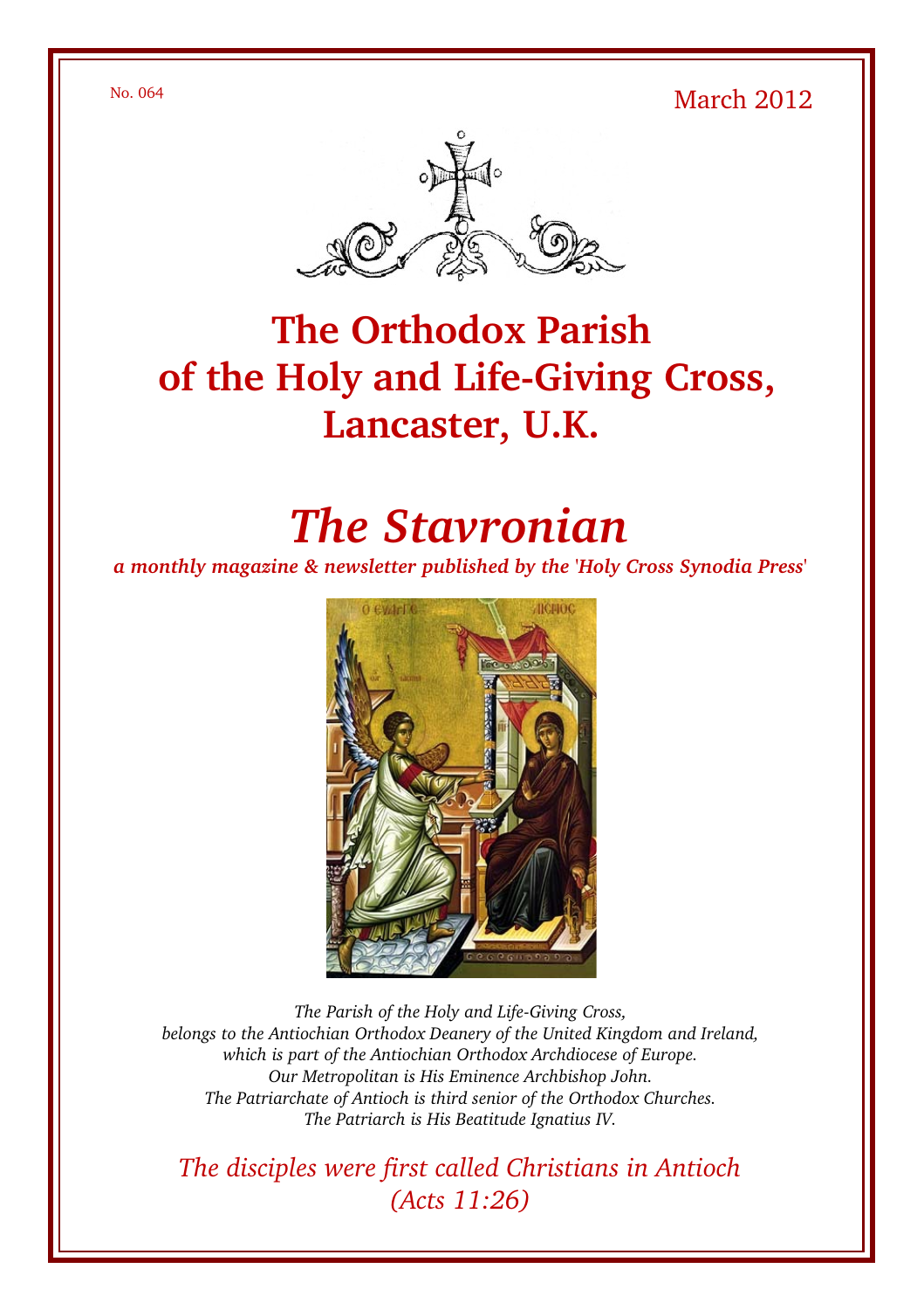No. 064

March 2012

# The Orthodox Parish of the Holy and Life-Giving Cross, Lancaster, U.K.

# *The Stavronian*

***a monthly magazine & newsletter published by the 'Holy Cross Synodia Press'***

*The Parish of the Holy and Life-Giving Cross,*
*belongs to the Antiochian Orthodox Deanery of the United Kingdom and Ireland,*
*which is part of the Antiochian Orthodox Archdiocese of Europe.*
*Our Metropolitan is His Eminence Archbishop John.*
*The Patriarchate of Antioch is third senior of the Orthodox Churches.*
*The Patriarch is His Beatitude Ignatius IV.*

*The disciples were first called Christians in Antioch*
*(Acts 11:26)*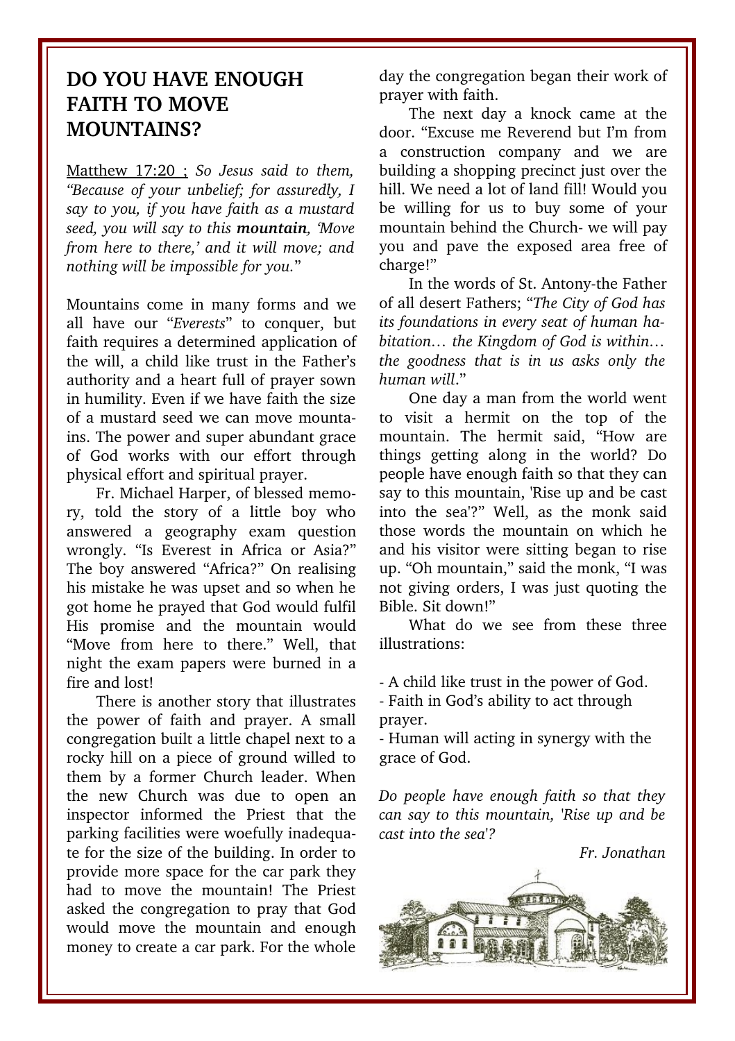# DO YOU HAVE ENOUGH FAITH TO MOVE MOUNTAINS?

Matthew 17:20 ; *So Jesus said to them, "Because of your unbelief; for assuredly, I say to you, if you have faith as a mustard seed, you will say to this* ***mountain****, 'Move from here to there,' and it will move; and nothing will be impossible for you."*

Mountains come in many forms and we all have our "*Everests*" to conquer, but faith requires a determined application of the will, a child like trust in the Father's authority and a heart full of prayer sown in humility. Even if we have faith the size of a mustard seed we can move mountains. The power and super abundant grace of God works with our effort through physical effort and spiritual prayer.

Fr. Michael Harper, of blessed memory, told the story of a little boy who answered a geography exam question wrongly. "Is Everest in Africa or Asia?" The boy answered "Africa?" On realising his mistake he was upset and so when he got home he prayed that God would fulfil His promise and the mountain would "Move from here to there." Well, that night the exam papers were burned in a fire and lost!

There is another story that illustrates the power of faith and prayer. A small congregation built a little chapel next to a rocky hill on a piece of ground willed to them by a former Church leader. When the new Church was due to open an inspector informed the Priest that the parking facilities were woefully inadequate for the size of the building. In order to provide more space for the car park they had to move the mountain! The Priest asked the congregation to pray that God would move the mountain and enough money to create a car park. For the whole day the congregation began their work of prayer with faith.

The next day a knock came at the door. "Excuse me Reverend but I'm from a construction company and we are building a shopping precinct just over the hill. We need a lot of land fill! Would you be willing for us to buy some of your mountain behind the Church- we will pay you and pave the exposed area free of charge!"

In the words of St. Antony-the Father of all desert Fathers; "*The City of God has its foundations in every seat of human habitation… the Kingdom of God is within… the goodness that is in us asks only the human will*."

One day a man from the world went to visit a hermit on the top of the mountain. The hermit said, "How are things getting along in the world? Do people have enough faith so that they can say to this mountain, 'Rise up and be cast into the sea'?" Well, as the monk said those words the mountain on which he and his visitor were sitting began to rise up. "Oh mountain," said the monk, "I was not giving orders, I was just quoting the Bible. Sit down!"

What do we see from these three illustrations:

- A child like trust in the power of God.
- Faith in God's ability to act through prayer.
- Human will acting in synergy with the grace of God.

*Do people have enough faith so that they can say to this mountain, 'Rise up and be cast into the sea'?*

*Fr. Jonathan*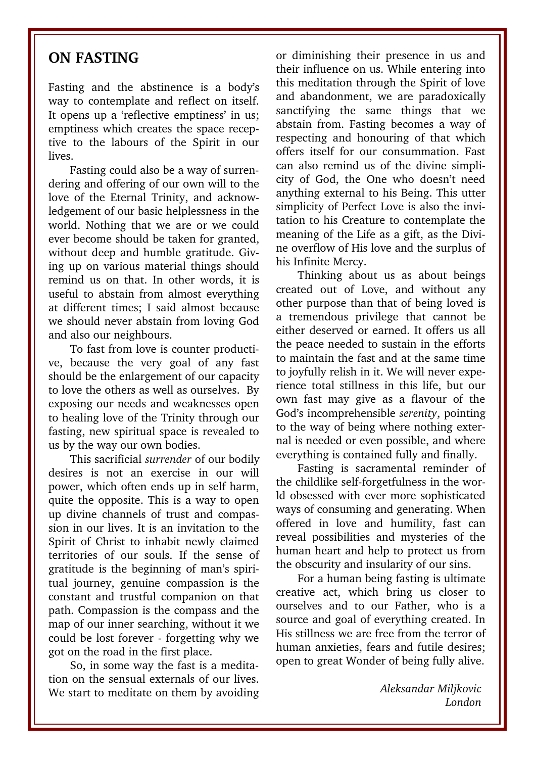## ON FASTING

Fasting and the abstinence is a body's way to contemplate and reflect on itself. It opens up a 'reflective emptiness' in us; emptiness which creates the space receptive to the labours of the Spirit in our lives.

Fasting could also be a way of surrendering and offering of our own will to the love of the Eternal Trinity, and acknowledgement of our basic helplessness in the world. Nothing that we are or we could ever become should be taken for granted, without deep and humble gratitude. Giving up on various material things should remind us on that. In other words, it is useful to abstain from almost everything at different times; I said almost because we should never abstain from loving God and also our neighbours.

To fast from love is counter productive, because the very goal of any fast should be the enlargement of our capacity to love the others as well as ourselves. By exposing our needs and weaknesses open to healing love of the Trinity through our fasting, new spiritual space is revealed to us by the way our own bodies.

This sacrificial *surrender* of our bodily desires is not an exercise in our will power, which often ends up in self harm, quite the opposite. This is a way to open up divine channels of trust and compassion in our lives. It is an invitation to the Spirit of Christ to inhabit newly claimed territories of our souls. If the sense of gratitude is the beginning of man's spiritual journey, genuine compassion is the constant and trustful companion on that path. Compassion is the compass and the map of our inner searching, without it we could be lost forever - forgetting why we got on the road in the first place.

So, in some way the fast is a meditation on the sensual externals of our lives. We start to meditate on them by avoiding or diminishing their presence in us and their influence on us. While entering into this meditation through the Spirit of love and abandonment, we are paradoxically sanctifying the same things that we abstain from. Fasting becomes a way of respecting and honouring of that which offers itself for our consummation. Fast can also remind us of the divine simplicity of God, the One who doesn't need anything external to his Being. This utter simplicity of Perfect Love is also the invitation to his Creature to contemplate the meaning of the Life as a gift, as the Divine overflow of His love and the surplus of his Infinite Mercy.

Thinking about us as about beings created out of Love, and without any other purpose than that of being loved is a tremendous privilege that cannot be either deserved or earned. It offers us all the peace needed to sustain in the efforts to maintain the fast and at the same time to joyfully relish in it. We will never experience total stillness in this life, but our own fast may give as a flavour of the God's incomprehensible *serenity*, pointing to the way of being where nothing external is needed or even possible, and where everything is contained fully and finally.

Fasting is sacramental reminder of the childlike self-forgetfulness in the world obsessed with ever more sophisticated ways of consuming and generating. When offered in love and humility, fast can reveal possibilities and mysteries of the human heart and help to protect us from the obscurity and insularity of our sins.

For a human being fasting is ultimate creative act, which bring us closer to ourselves and to our Father, who is a source and goal of everything created. In His stillness we are free from the terror of human anxieties, fears and futile desires; open to great Wonder of being fully alive.

*Aleksandar Miljkovic*
*London*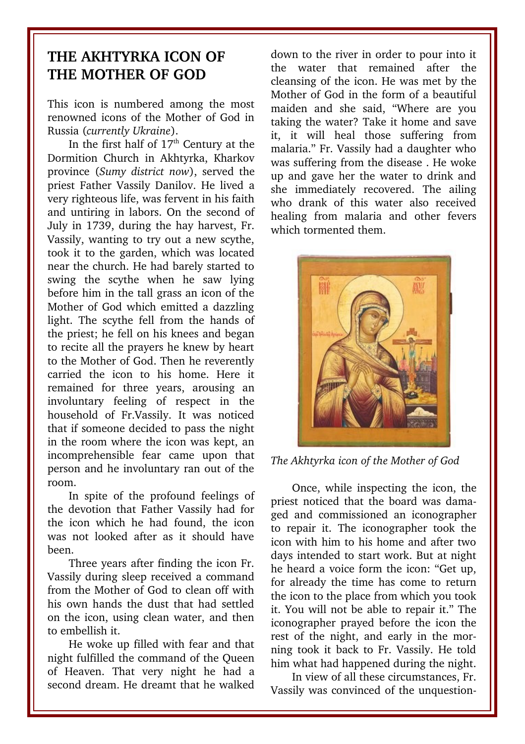# THE AKHTYRKA ICON OF THE MOTHER OF GOD

This icon is numbered among the most renowned icons of the Mother of God in Russia (*currently Ukraine*).

In the first half of 17th Century at the Dormition Church in Akhtyrka, Kharkov province (*Sumy district now*), served the priest Father Vassily Danilov. He lived a very righteous life, was fervent in his faith and untiring in labors. On the second of July in 1739, during the hay harvest, Fr. Vassily, wanting to try out a new scythe, took it to the garden, which was located near the church. He had barely started to swing the scythe when he saw lying before him in the tall grass an icon of the Mother of God which emitted a dazzling light. The scythe fell from the hands of the priest; he fell on his knees and began to recite all the prayers he knew by heart to the Mother of God. Then he reverently carried the icon to his home. Here it remained for three years, arousing an involuntary feeling of respect in the household of Fr.Vassily. It was noticed that if someone decided to pass the night in the room where the icon was kept, an incomprehensible fear came upon that person and he involuntary ran out of the room.

In spite of the profound feelings of the devotion that Father Vassily had for the icon which he had found, the icon was not looked after as it should have been.

Three years after finding the icon Fr. Vassily during sleep received a command from the Mother of God to clean off with his own hands the dust that had settled on the icon, using clean water, and then to embellish it.

He woke up filled with fear and that night fulfilled the command of the Queen of Heaven. That very night he had a second dream. He dreamt that he walked down to the river in order to pour into it the water that remained after the cleansing of the icon. He was met by the Mother of God in the form of a beautiful maiden and she said, "Where are you taking the water? Take it home and save it, it will heal those suffering from malaria." Fr. Vassily had a daughter who was suffering from the disease . He woke up and gave her the water to drink and she immediately recovered. The ailing who drank of this water also received healing from malaria and other fevers which tormented them.

*The Akhtyrka icon of the Mother of God*

Once, while inspecting the icon, the priest noticed that the board was damaged and commissioned an iconographer to repair it. The iconographer took the icon with him to his home and after two days intended to start work. But at night he heard a voice form the icon: "Get up, for already the time has come to return the icon to the place from which you took it. You will not be able to repair it." The iconographer prayed before the icon the rest of the night, and early in the morning took it back to Fr. Vassily. He told him what had happened during the night.

In view of all these circumstances, Fr. Vassily was convinced of the unquestion-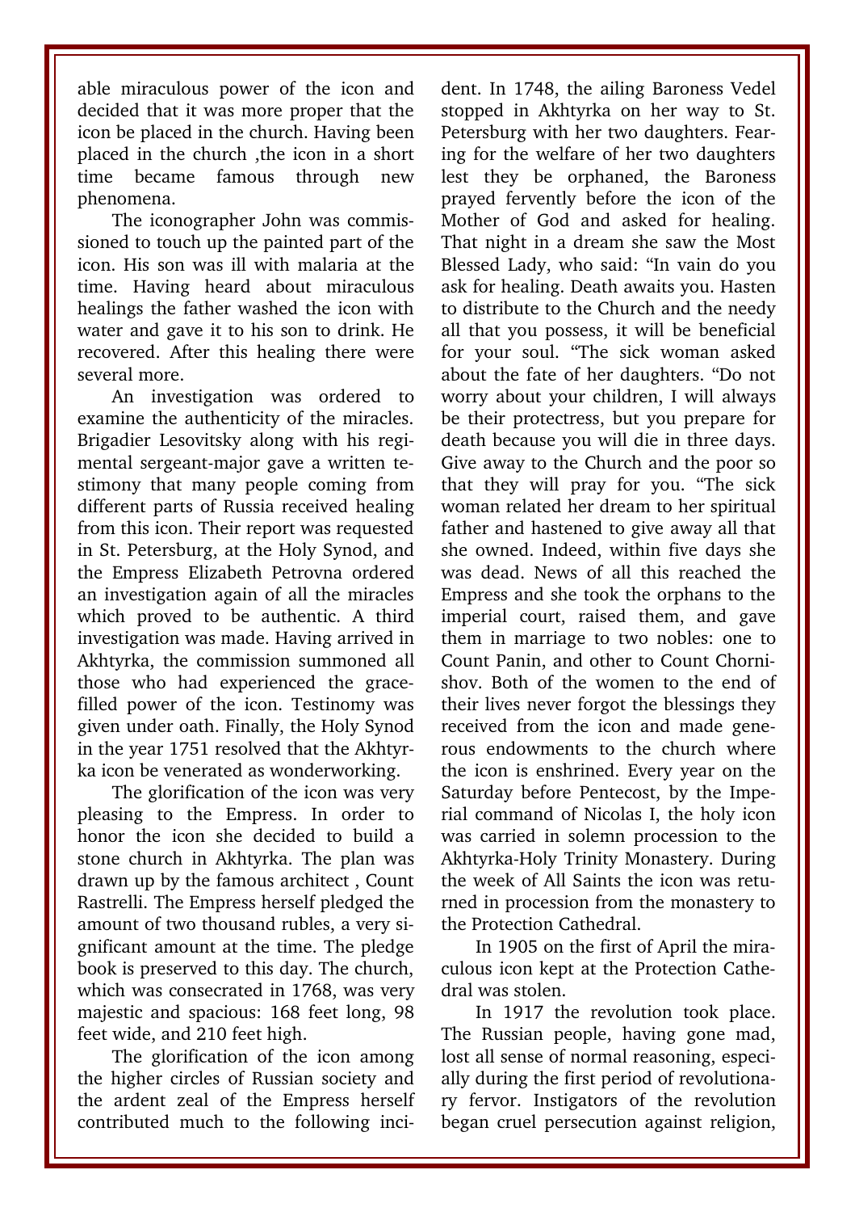able miraculous power of the icon and decided that it was more proper that the icon be placed in the church. Having been placed in the church ,the icon in a short time became famous through new phenomena.

The iconographer John was commissioned to touch up the painted part of the icon. His son was ill with malaria at the time. Having heard about miraculous healings the father washed the icon with water and gave it to his son to drink. He recovered. After this healing there were several more.

An investigation was ordered to examine the authenticity of the miracles. Brigadier Lesovitsky along with his regimental sergeant-major gave a written testimony that many people coming from different parts of Russia received healing from this icon. Their report was requested in St. Petersburg, at the Holy Synod, and the Empress Elizabeth Petrovna ordered an investigation again of all the miracles which proved to be authentic. A third investigation was made. Having arrived in Akhtyrka, the commission summoned all those who had experienced the grace-filled power of the icon. Testimony was given under oath. Finally, the Holy Synod in the year 1751 resolved that the Akhtyrka icon be venerated as wonderworking.

The glorification of the icon was very pleasing to the Empress. In order to honor the icon she decided to build a stone church in Akhtyrka. The plan was drawn up by the famous architect , Count Rastrelli. The Empress herself pledged the amount of two thousand rubles, a very significant amount at the time. The pledge book is preserved to this day. The church, which was consecrated in 1768, was very majestic and spacious: 168 feet long, 98 feet wide, and 210 feet high.

The glorification of the icon among the higher circles of Russian society and the ardent zeal of the Empress herself contributed much to the following incident. In 1748, the ailing Baroness Vedel stopped in Akhtyrka on her way to St. Petersburg with her two daughters. Fearing for the welfare of her two daughters lest they be orphaned, the Baroness prayed fervently before the icon of the Mother of God and asked for healing. That night in a dream she saw the Most Blessed Lady, who said: “In vain do you ask for healing. Death awaits you. Hasten to distribute to the Church and the needy all that you possess, it will be beneficial for your soul. “The sick woman asked about the fate of her daughters. “Do not worry about your children, I will always be their protectress, but you prepare for death because you will die in three days. Give away to the Church and the poor so that they will pray for you. “The sick woman related her dream to her spiritual father and hastened to give away all that she owned. Indeed, within five days she was dead. News of all this reached the Empress and she took the orphans to the imperial court, raised them, and gave them in marriage to two nobles: one to Count Panin, and other to Count Chornishov. Both of the women to the end of their lives never forgot the blessings they received from the icon and made generous endowments to the church where the icon is enshrined. Every year on the Saturday before Pentecost, by the Imperial command of Nicolas I, the holy icon was carried in solemn procession to the Akhtyrka-Holy Trinity Monastery. During the week of All Saints the icon was returned in procession from the monastery to the Protection Cathedral.

In 1905 on the first of April the miraculous icon kept at the Protection Cathedral was stolen.

In 1917 the revolution took place. The Russian people, having gone mad, lost all sense of normal reasoning, especially during the first period of revolutionary fervor. Instigators of the revolution began cruel persecution against religion,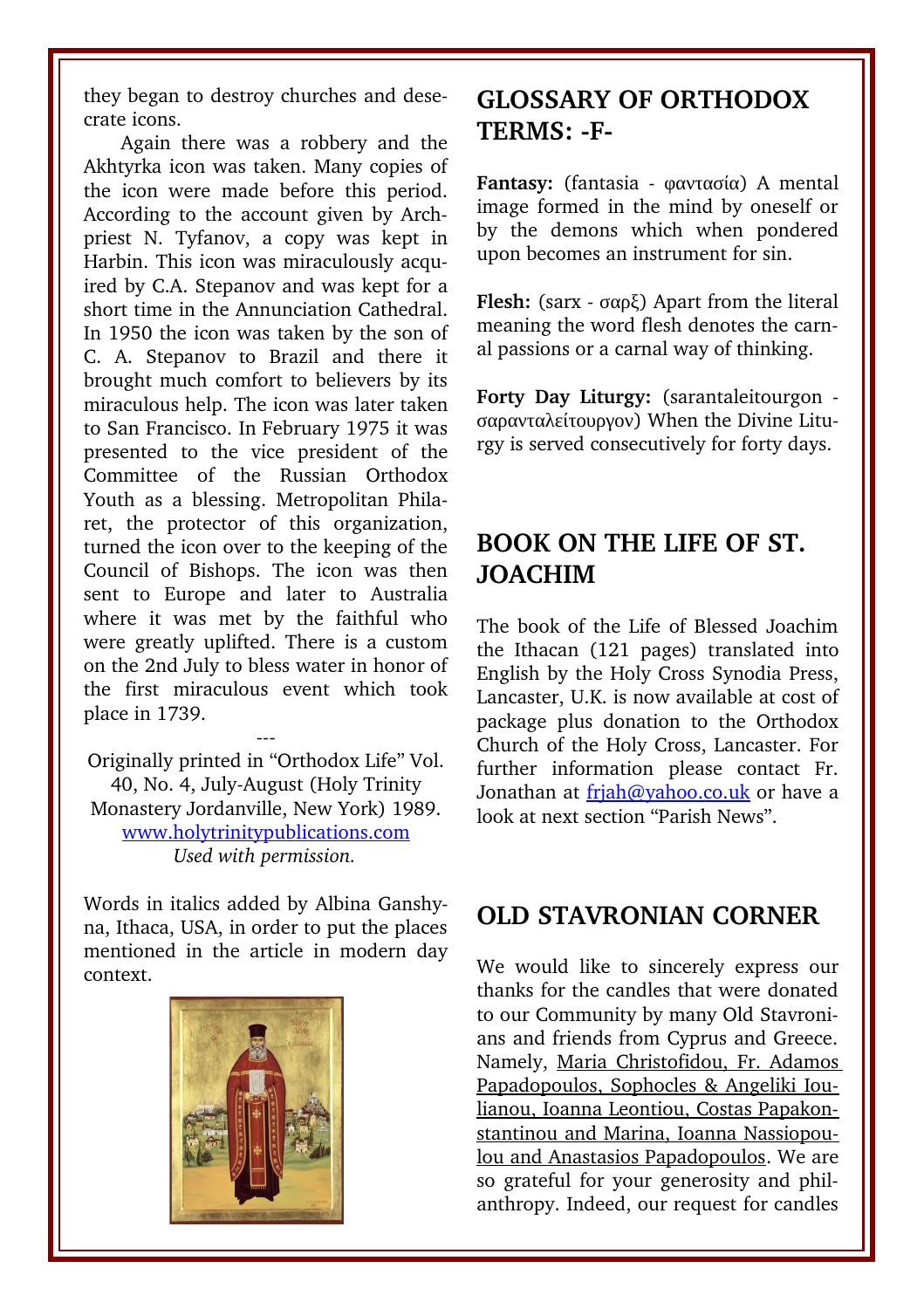they began to destroy churches and desecrate icons.

Again there was a robbery and the Akhtyrka icon was taken. Many copies of the icon were made before this period. According to the account given by Archpriest N. Tyfanov, a copy was kept in Harbin. This icon was miraculously acquired by C.A. Stepanov and was kept for a short time in the Annunciation Cathedral. In 1950 the icon was taken by the son of C. A. Stepanov to Brazil and there it brought much comfort to believers by its miraculous help. The icon was later taken to San Francisco. In February 1975 it was presented to the vice president of the Committee of the Russian Orthodox Youth as a blessing. Metropolitan Philaret, the protector of this organization, turned the icon over to the keeping of the Council of Bishops. The icon was then sent to Europe and later to Australia where it was met by the faithful who were greatly uplifted. There is a custom on the 2nd July to bless water in honor of the first miraculous event which took place in 1739.

---

Originally printed in "Orthodox Life" Vol. 40, No. 4, July-August (Holy Trinity Monastery Jordanville, New York) 1989. www.holytrinitypublications.com *Used with permission.*

Words in italics added by Albina Ganshyna, Ithaca, USA, in order to put the places mentioned in the article in modern day context.

## GLOSSARY OF ORTHODOX TERMS: -F-

**Fantasy:** (fantasia - φαντασία) A mental image formed in the mind by oneself or by the demons which when pondered upon becomes an instrument for sin.

**Flesh:** (sarx - σαρξ) Apart from the literal meaning the word flesh denotes the carnal passions or a carnal way of thinking.

**Forty Day Liturgy:** (sarantaleitourgon - σαρανταλείτουργον) When the Divine Liturgy is served consecutively for forty days.

## BOOK ON THE LIFE OF ST. JOACHIM

The book of the Life of Blessed Joachim the Ithacan (121 pages) translated into English by the Holy Cross Synodia Press, Lancaster, U.K. is now available at cost of package plus donation to the Orthodox Church of the Holy Cross, Lancaster. For further information please contact Fr. Jonathan at frjah@yahoo.co.uk or have a look at next section "Parish News".

## OLD STAVRONIAN CORNER

We would like to sincerely express our thanks for the candles that were donated to our Community by many Old Stavronians and friends from Cyprus and Greece. Namely, Maria Christofidou, Fr. Adamos Papadopoulos, Sophocles & Angeliki Ioulianou, Ioanna Leontiou, Costas Papakonstantinou and Marina, Ioanna Nassiopoulou and Anastasios Papadopoulos. We are so grateful for your generosity and philanthropy. Indeed, our request for candles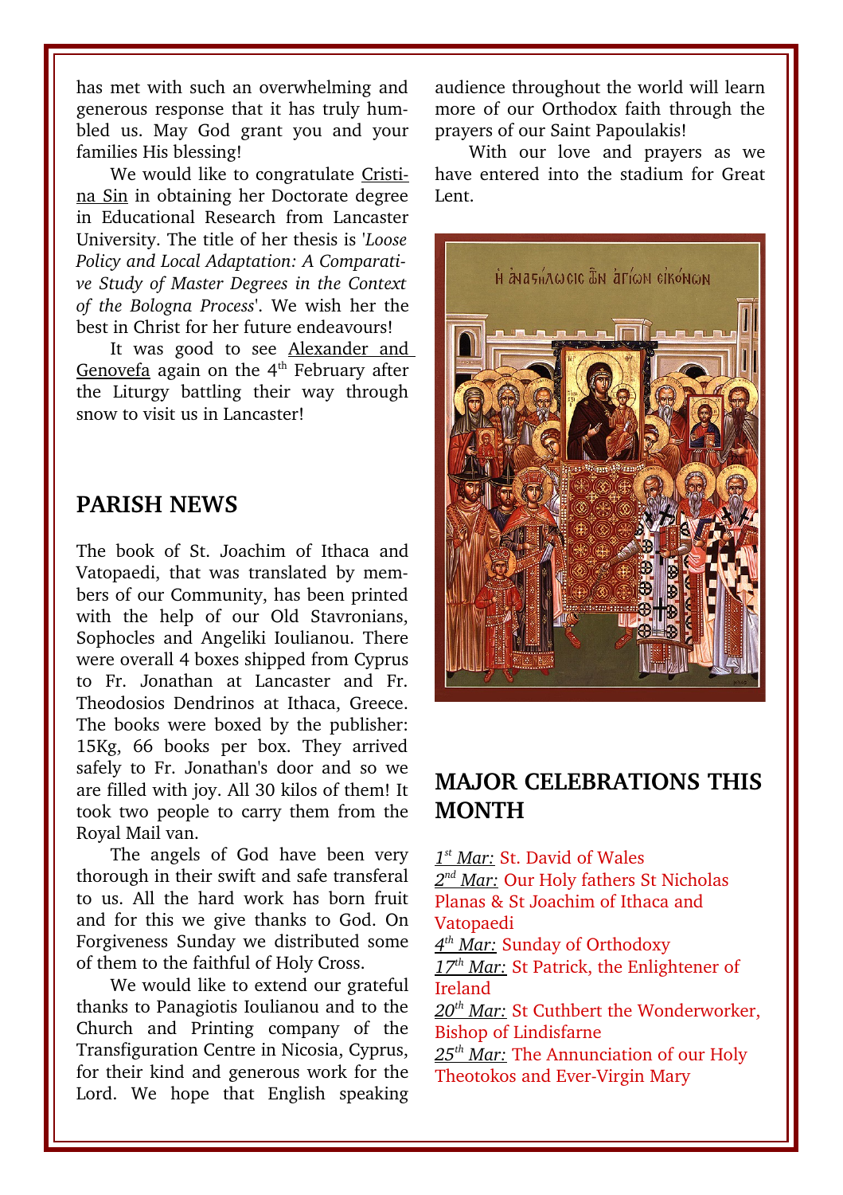has met with such an overwhelming and generous response that it has truly humbled us. May God grant you and your families His blessing!

We would like to congratulate Cristina Sin in obtaining her Doctorate degree in Educational Research from Lancaster University. The title of her thesis is '*Loose Policy and Local Adaptation: A Comparative Study of Master Degrees in the Context of the Bologna Process*'. We wish her the best in Christ for her future endeavours!

It was good to see Alexander and Genovefa again on the 4th February after the Liturgy battling their way through snow to visit us in Lancaster!

## PARISH NEWS

The book of St. Joachim of Ithaca and Vatopaedi, that was translated by members of our Community, has been printed with the help of our Old Stavronians, Sophocles and Angeliki Ioulianou. There were overall 4 boxes shipped from Cyprus to Fr. Jonathan at Lancaster and Fr. Theodosios Dendrinos at Ithaca, Greece. The books were boxed by the publisher: 15Kg, 66 books per box. They arrived safely to Fr. Jonathan's door and so we are filled with joy. All 30 kilos of them! It took two people to carry them from the Royal Mail van.

The angels of God have been very thorough in their swift and safe transferal to us. All the hard work has born fruit and for this we give thanks to God. On Forgiveness Sunday we distributed some of them to the faithful of Holy Cross.

We would like to extend our grateful thanks to Panagiotis Ioulianou and to the Church and Printing company of the Transfiguration Centre in Nicosia, Cyprus, for their kind and generous work for the Lord. We hope that English speaking audience throughout the world will learn more of our Orthodox faith through the prayers of our Saint Papoulakis!

With our love and prayers as we have entered into the stadium for Great Lent.

## MAJOR CELEBRATIONS THIS MONTH

*1st Mar:* St. David of Wales
*2nd Mar:* Our Holy fathers St Nicholas Planas & St Joachim of Ithaca and Vatopaedi
*4th Mar:* Sunday of Orthodoxy
*17th Mar:* St Patrick, the Enlightener of Ireland
*20th Mar:* St Cuthbert the Wonderworker, Bishop of Lindisfarne
*25th Mar:* The Annunciation of our Holy Theotokos and Ever-Virgin Mary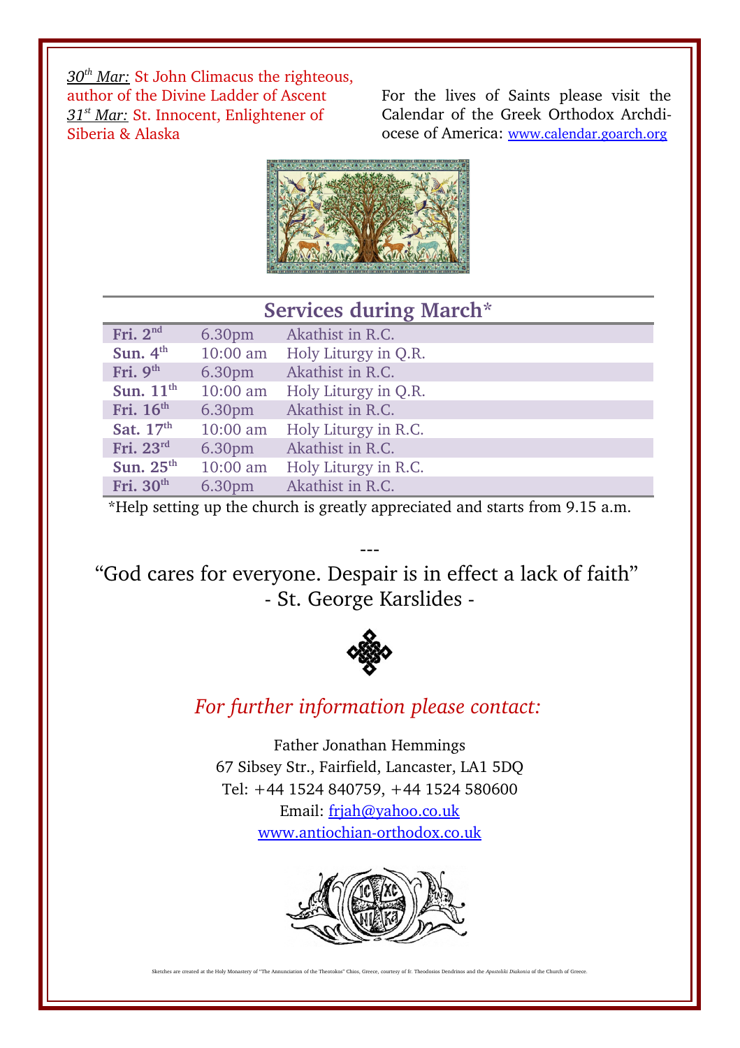*30th Mar:* St John Climacus the righteous, author of the Divine Ladder of Ascent
*31st Mar:* St. Innocent, Enlightener of Siberia & Alaska

For the lives of Saints please visit the Calendar of the Greek Orthodox Archdiocese of America: www.calendar.goarch.org

## Services during March*

| | | |
|---|---|---|
| **Fri. 2nd** | 6.30pm | Akathist in R.C. |
| **Sun. 4th** | 10:00 am | Holy Liturgy in Q.R. |
| **Fri. 9th** | 6.30pm | Akathist in R.C. |
| **Sun. 11th** | 10:00 am | Holy Liturgy in Q.R. |
| **Fri. 16th** | 6.30pm | Akathist in R.C. |
| **Sat. 17th** | 10:00 am | Holy Liturgy in R.C. |
| **Fri. 23rd** | 6.30pm | Akathist in R.C. |
| **Sun. 25th** | 10:00 am | Holy Liturgy in R.C. |
| **Fri. 30th** | 6.30pm | Akathist in R.C. |

*Help setting up the church is greatly appreciated and starts from 9.15 a.m.

---

"God cares for everyone. Despair is in effect a lack of faith"
- St. George Karslides -

*For further information please contact:*

Father Jonathan Hemmings
67 Sibsey Str., Fairfield, Lancaster, LA1 5DQ
Tel: +44 1524 840759, +44 1524 580600
Email: frjah@yahoo.co.uk
www.antiochian-orthodox.co.uk

Sketches are created at the Holy Monastery of "The Annunciation of the Theotokos" Chios, Greece, courtesy of fr. Theodosios Dendrinos and the *Apostoliki Diakonia* of the Church of Greece.